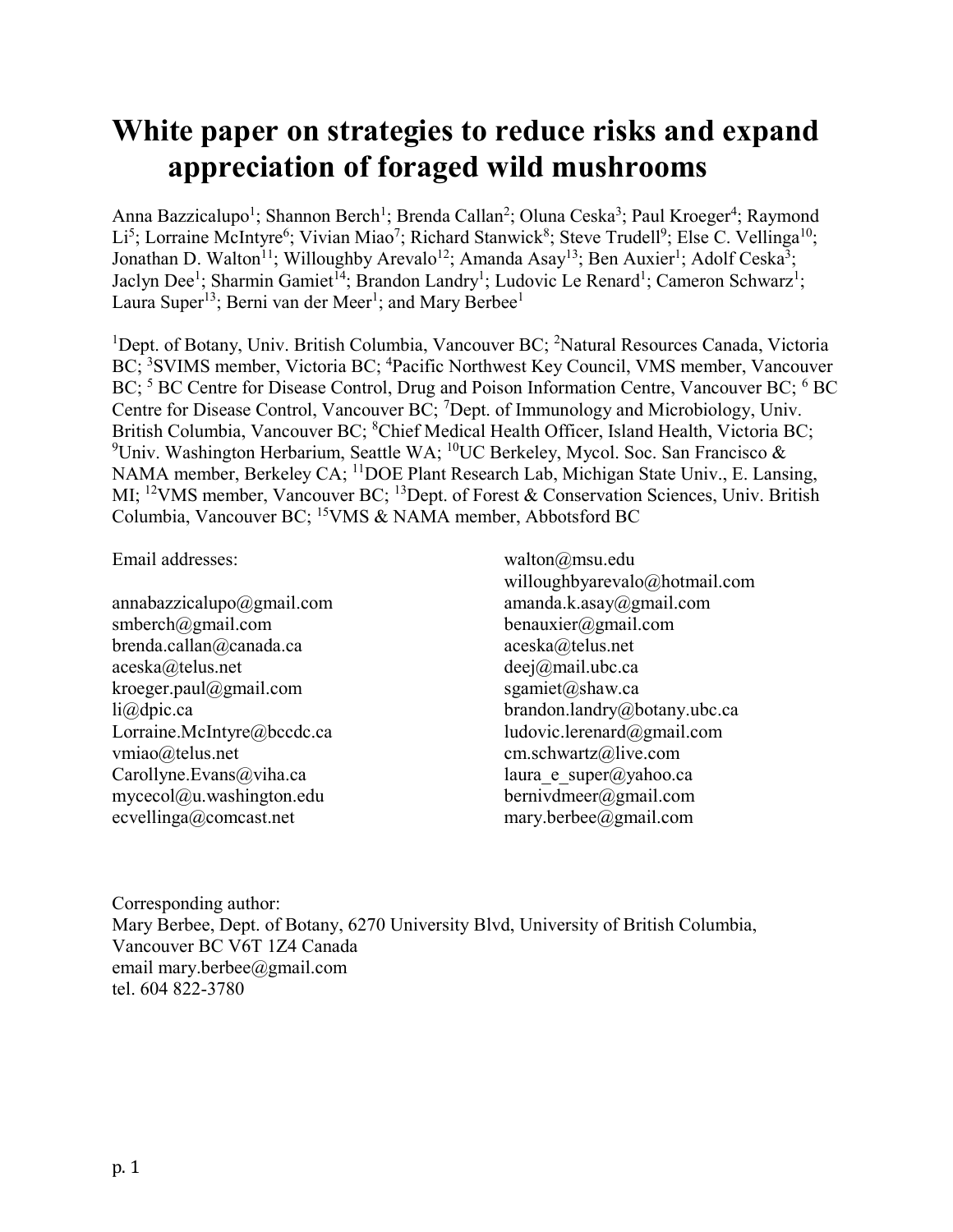# White paper on strategies to reduce risks and expand appreciation of foraged wild mushrooms

Anna Bazzicalupo[1]; Shannon Berch[1]; Brenda Callan[2]; Oluna Ceska[3]; Paul Kroeger[4]; Raymond Li[5]; Lorraine McIntyre[6]; Vivian Miao[7]; Richard Stanwick[8]; Steve Trudell[9]; Else C. Vellinga[10]; Jonathan D. Walton[11]; Willoughby Arevalo[12]; Amanda Asay[13]; Ben Auxier[1]; Adolf Ceska[3]; Jaclyn Dee[1]; Sharmin Gamiet[14]; Brandon Landry[1]; Ludovic Le Renard[1]; Cameron Schwarz[1]; Laura Super[13]; Berni van der Meer[1]; and Mary Berbee[1]

[1]Dept. of Botany, Univ. British Columbia, Vancouver BC; [2]Natural Resources Canada, Victoria BC; [3]SVIMS member, Victoria BC; [4]Pacific Northwest Key Council, VMS member, Vancouver BC; [5] BC Centre for Disease Control, Drug and Poison Information Centre, Vancouver BC; [6] BC Centre for Disease Control, Vancouver BC; [7]Dept. of Immunology and Microbiology, Univ. British Columbia, Vancouver BC; [8]Chief Medical Health Officer, Island Health, Victoria BC; [9]Univ. Washington Herbarium, Seattle WA; [10]UC Berkeley, Mycol. Soc. San Francisco & NAMA member, Berkeley CA; [11]DOE Plant Research Lab, Michigan State Univ., E. Lansing, MI; [12]VMS member, Vancouver BC; [13]Dept. of Forest & Conservation Sciences, Univ. British Columbia, Vancouver BC; [15]VMS & NAMA member, Abbotsford BC

Email addresses:

annabazzicalupo@gmail.com
smberch@gmail.com
brenda.callan@canada.ca
aceska@telus.net
kroeger.paul@gmail.com
li@dpic.ca
Lorraine.McIntyre@bccdc.ca
vmiao@telus.net
Carollyne.Evans@viha.ca
mycecol@u.washington.edu
ecvellinga@comcast.net
walton@msu.edu
willoughbyarevalo@hotmail.com
amanda.k.asay@gmail.com
benauxier@gmail.com
aceska@telus.net
deej@mail.ubc.ca
sgamiet@shaw.ca
brandon.landry@botany.ubc.ca
ludovic.lerenard@gmail.com
cm.schwartz@live.com
laura_e_super@yahoo.ca
bernivdmeer@gmail.com
mary.berbee@gmail.com

Corresponding author:
Mary Berbee, Dept. of Botany, 6270 University Blvd, University of British Columbia, Vancouver BC V6T 1Z4 Canada
email mary.berbee@gmail.com
tel. 604 822-3780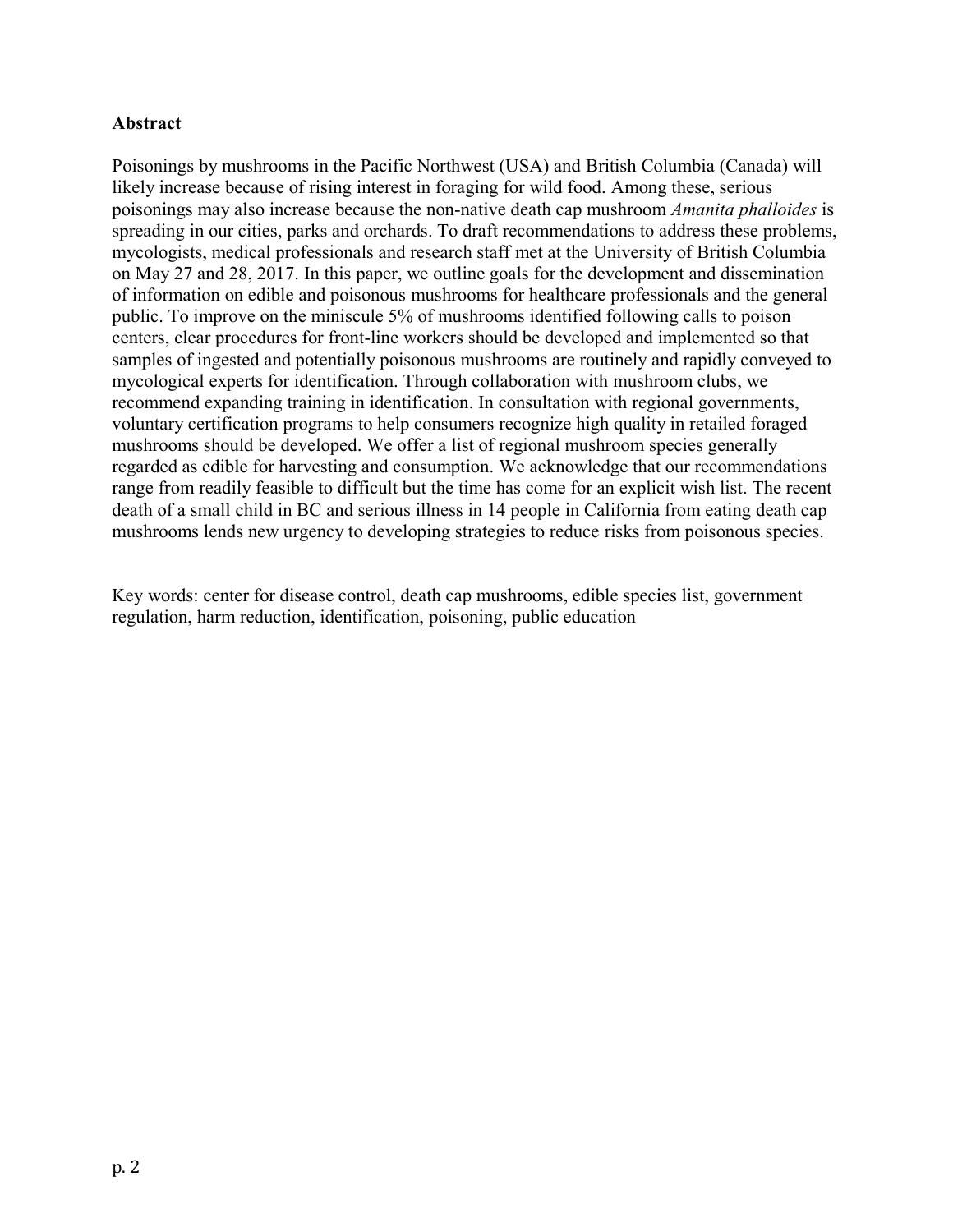## Abstract

Poisonings by mushrooms in the Pacific Northwest (USA) and British Columbia (Canada) will likely increase because of rising interest in foraging for wild food. Among these, serious poisonings may also increase because the non-native death cap mushroom *Amanita phalloides* is spreading in our cities, parks and orchards. To draft recommendations to address these problems, mycologists, medical professionals and research staff met at the University of British Columbia on May 27 and 28, 2017. In this paper, we outline goals for the development and dissemination of information on edible and poisonous mushrooms for healthcare professionals and the general public. To improve on the miniscule 5% of mushrooms identified following calls to poison centers, clear procedures for front-line workers should be developed and implemented so that samples of ingested and potentially poisonous mushrooms are routinely and rapidly conveyed to mycological experts for identification. Through collaboration with mushroom clubs, we recommend expanding training in identification. In consultation with regional governments, voluntary certification programs to help consumers recognize high quality in retailed foraged mushrooms should be developed. We offer a list of regional mushroom species generally regarded as edible for harvesting and consumption. We acknowledge that our recommendations range from readily feasible to difficult but the time has come for an explicit wish list. The recent death of a small child in BC and serious illness in 14 people in California from eating death cap mushrooms lends new urgency to developing strategies to reduce risks from poisonous species.

Key words: center for disease control, death cap mushrooms, edible species list, government regulation, harm reduction, identification, poisoning, public education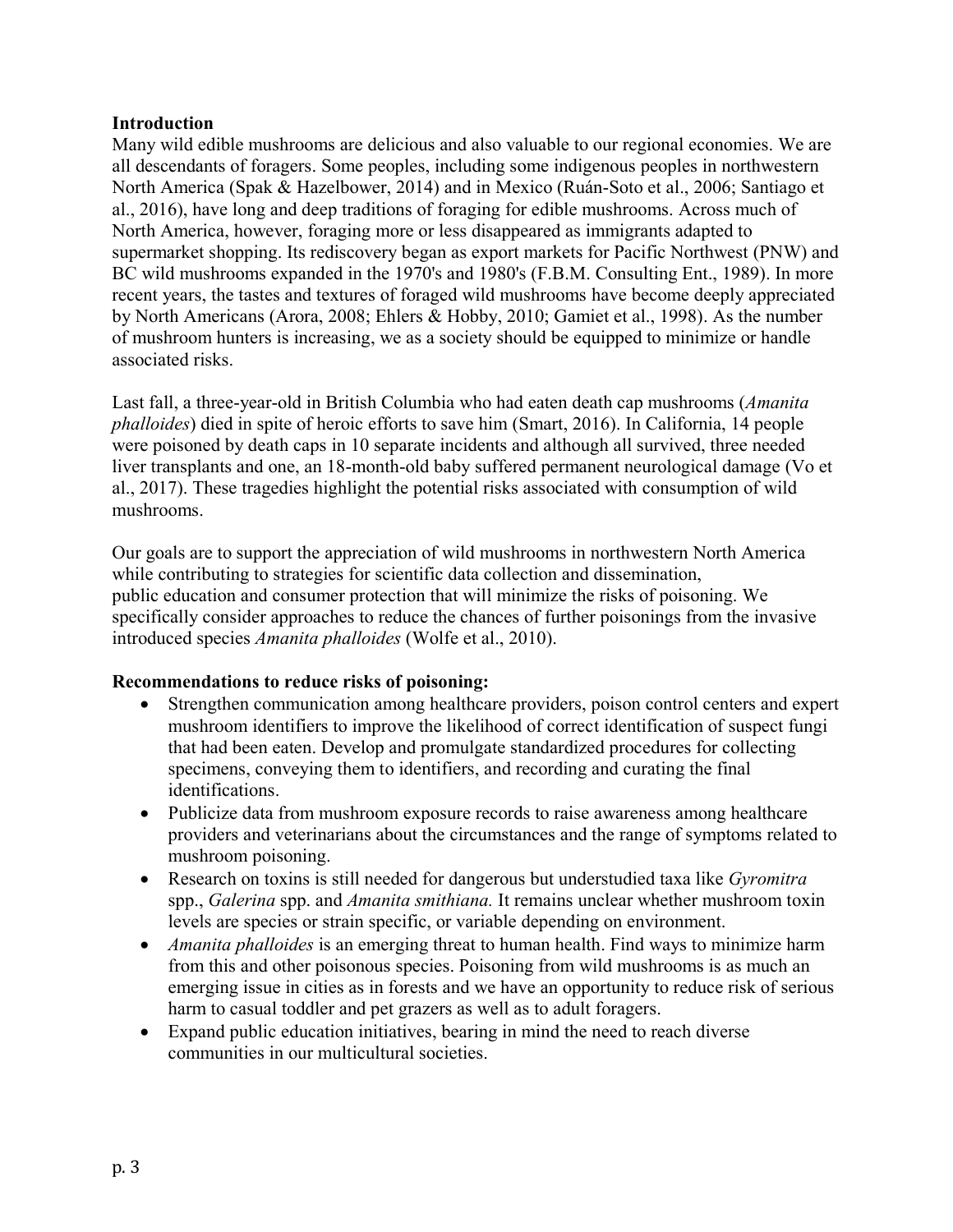**Introduction**

Many wild edible mushrooms are delicious and also valuable to our regional economies. We are all descendants of foragers. Some peoples, including some indigenous peoples in northwestern North America (Spak & Hazelbower, 2014) and in Mexico (Ruán-Soto et al., 2006; Santiago et al., 2016), have long and deep traditions of foraging for edible mushrooms. Across much of North America, however, foraging more or less disappeared as immigrants adapted to supermarket shopping. Its rediscovery began as export markets for Pacific Northwest (PNW) and BC wild mushrooms expanded in the 1970's and 1980's (F.B.M. Consulting Ent., 1989). In more recent years, the tastes and textures of foraged wild mushrooms have become deeply appreciated by North Americans (Arora, 2008; Ehlers & Hobby, 2010; Gamiet et al., 1998). As the number of mushroom hunters is increasing, we as a society should be equipped to minimize or handle associated risks.

Last fall, a three-year-old in British Columbia who had eaten death cap mushrooms (*Amanita phalloides*) died in spite of heroic efforts to save him (Smart, 2016). In California, 14 people were poisoned by death caps in 10 separate incidents and although all survived, three needed liver transplants and one, an 18-month-old baby suffered permanent neurological damage (Vo et al., 2017). These tragedies highlight the potential risks associated with consumption of wild mushrooms.

Our goals are to support the appreciation of wild mushrooms in northwestern North America while contributing to strategies for scientific data collection and dissemination, public education and consumer protection that will minimize the risks of poisoning. We specifically consider approaches to reduce the chances of further poisonings from the invasive introduced species *Amanita phalloides* (Wolfe et al., 2010).

**Recommendations to reduce risks of poisoning:**

- Strengthen communication among healthcare providers, poison control centers and expert mushroom identifiers to improve the likelihood of correct identification of suspect fungi that had been eaten. Develop and promulgate standardized procedures for collecting specimens, conveying them to identifiers, and recording and curating the final identifications.
- Publicize data from mushroom exposure records to raise awareness among healthcare providers and veterinarians about the circumstances and the range of symptoms related to mushroom poisoning.
- Research on toxins is still needed for dangerous but understudied taxa like *Gyromitra* spp., *Galerina* spp. and *Amanita smithiana.* It remains unclear whether mushroom toxin levels are species or strain specific, or variable depending on environment.
- *Amanita phalloides* is an emerging threat to human health. Find ways to minimize harm from this and other poisonous species. Poisoning from wild mushrooms is as much an emerging issue in cities as in forests and we have an opportunity to reduce risk of serious harm to casual toddler and pet grazers as well as to adult foragers.
- Expand public education initiatives, bearing in mind the need to reach diverse communities in our multicultural societies.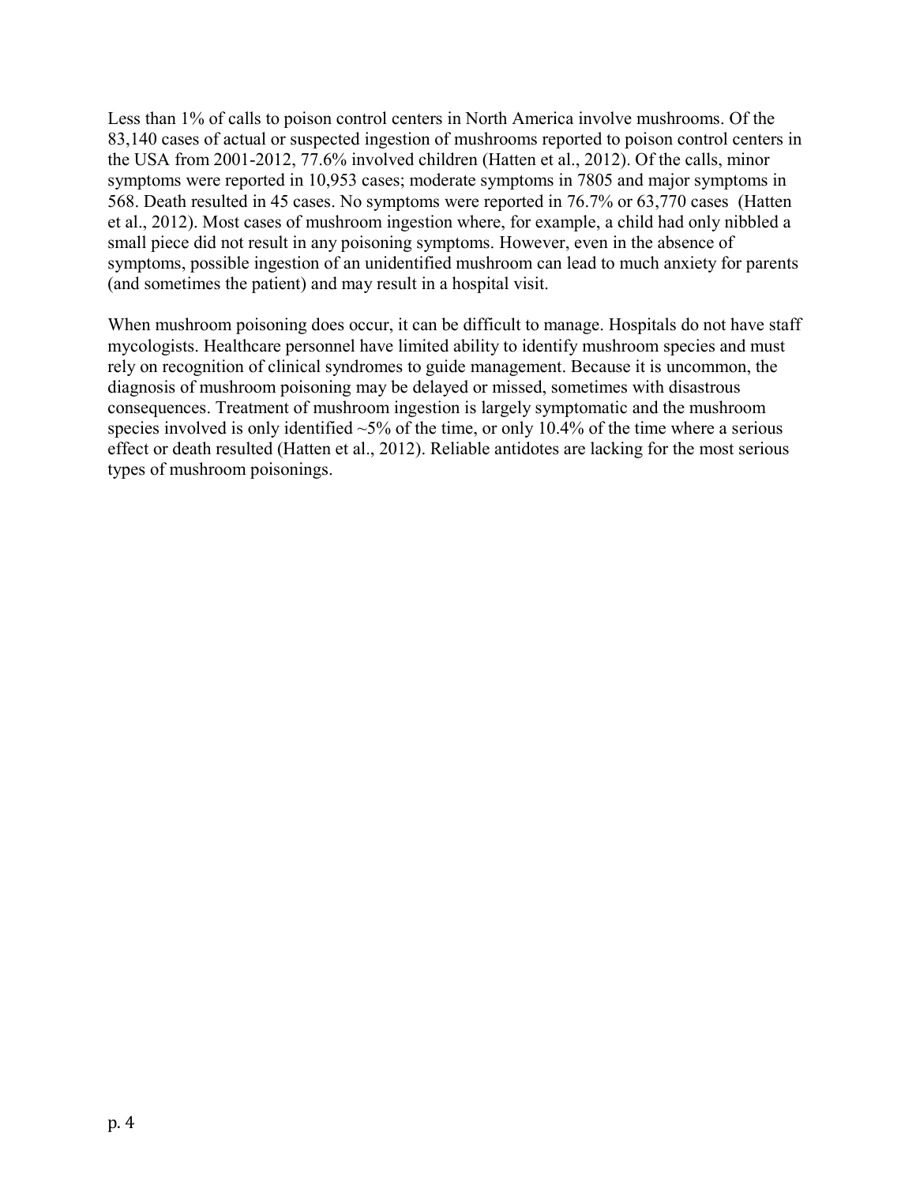Less than 1% of calls to poison control centers in North America involve mushrooms. Of the 83,140 cases of actual or suspected ingestion of mushrooms reported to poison control centers in the USA from 2001-2012, 77.6% involved children (Hatten et al., 2012). Of the calls, minor symptoms were reported in 10,953 cases; moderate symptoms in 7805 and major symptoms in 568. Death resulted in 45 cases. No symptoms were reported in 76.7% or 63,770 cases (Hatten et al., 2012). Most cases of mushroom ingestion where, for example, a child had only nibbled a small piece did not result in any poisoning symptoms. However, even in the absence of symptoms, possible ingestion of an unidentified mushroom can lead to much anxiety for parents (and sometimes the patient) and may result in a hospital visit.

When mushroom poisoning does occur, it can be difficult to manage. Hospitals do not have staff mycologists. Healthcare personnel have limited ability to identify mushroom species and must rely on recognition of clinical syndromes to guide management. Because it is uncommon, the diagnosis of mushroom poisoning may be delayed or missed, sometimes with disastrous consequences. Treatment of mushroom ingestion is largely symptomatic and the mushroom species involved is only identified ~5% of the time, or only 10.4% of the time where a serious effect or death resulted (Hatten et al., 2012). Reliable antidotes are lacking for the most serious types of mushroom poisonings.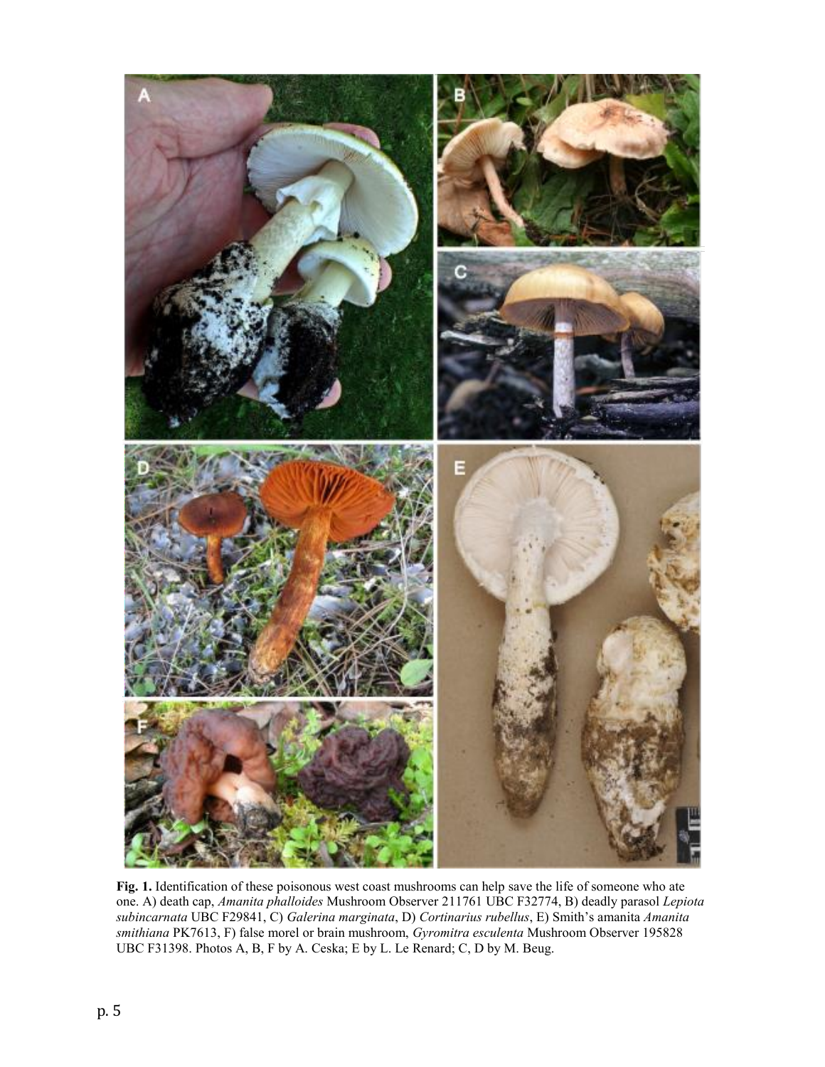**Fig. 1.** Identification of these poisonous west coast mushrooms can help save the life of someone who ate one. A) death cap, *Amanita phalloides* Mushroom Observer 211761 UBC F32774, B) deadly parasol *Lepiota subincarnata* UBC F29841, C) *Galerina marginata*, D) *Cortinarius rubellus*, E) Smith's amanita *Amanita smithiana* PK7613, F) false morel or brain mushroom, *Gyromitra esculenta* Mushroom Observer 195828 UBC F31398. Photos A, B, F by A. Ceska; E by L. Le Renard; C, D by M. Beug.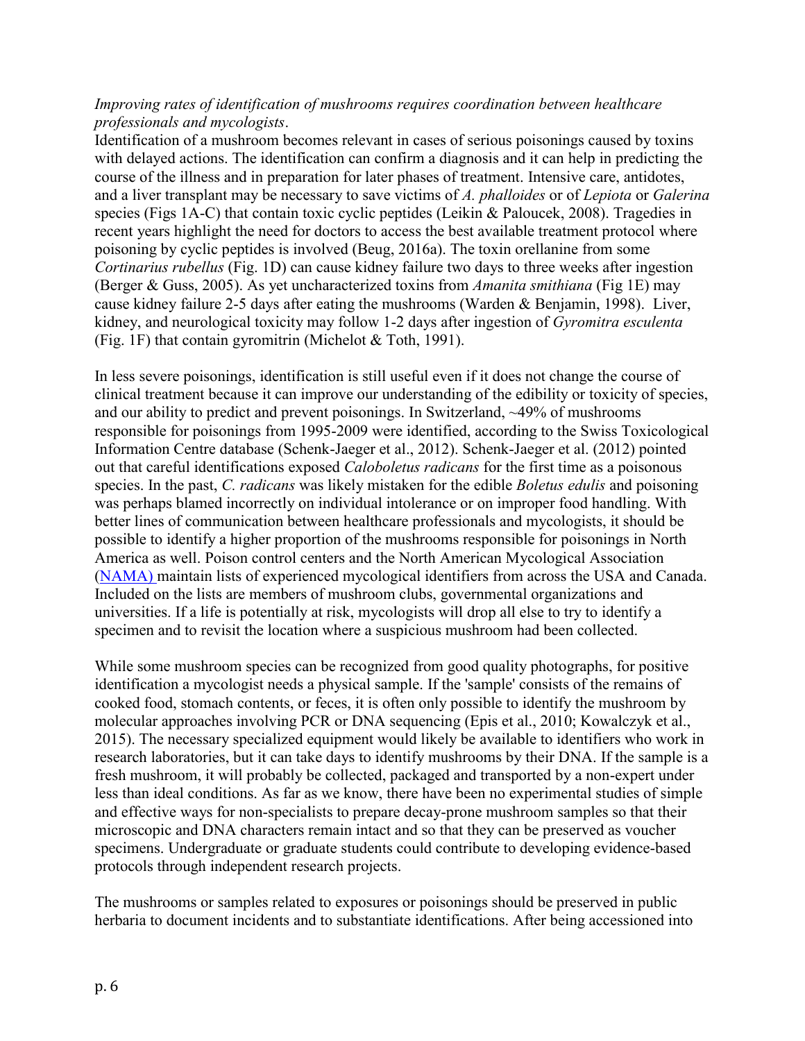*Improving rates of identification of mushrooms requires coordination between healthcare professionals and mycologists*.

Identification of a mushroom becomes relevant in cases of serious poisonings caused by toxins with delayed actions. The identification can confirm a diagnosis and it can help in predicting the course of the illness and in preparation for later phases of treatment. Intensive care, antidotes, and a liver transplant may be necessary to save victims of *A. phalloides* or of *Lepiota* or *Galerina* species (Figs 1A-C) that contain toxic cyclic peptides (Leikin & Paloucek, 2008). Tragedies in recent years highlight the need for doctors to access the best available treatment protocol where poisoning by cyclic peptides is involved (Beug, 2016a). The toxin orellanine from some *Cortinarius rubellus* (Fig. 1D) can cause kidney failure two days to three weeks after ingestion (Berger & Guss, 2005). As yet uncharacterized toxins from *Amanita smithiana* (Fig 1E) may cause kidney failure 2-5 days after eating the mushrooms (Warden & Benjamin, 1998). Liver, kidney, and neurological toxicity may follow 1-2 days after ingestion of *Gyromitra esculenta* (Fig. 1F) that contain gyromitrin (Michelot & Toth, 1991).

In less severe poisonings, identification is still useful even if it does not change the course of clinical treatment because it can improve our understanding of the edibility or toxicity of species, and our ability to predict and prevent poisonings. In Switzerland, ~49% of mushrooms responsible for poisonings from 1995-2009 were identified, according to the Swiss Toxicological Information Centre database (Schenk-Jaeger et al., 2012). Schenk-Jaeger et al. (2012) pointed out that careful identifications exposed *Caloboletus radicans* for the first time as a poisonous species. In the past, *C. radicans* was likely mistaken for the edible *Boletus edulis* and poisoning was perhaps blamed incorrectly on individual intolerance or on improper food handling. With better lines of communication between healthcare professionals and mycologists, it should be possible to identify a higher proportion of the mushrooms responsible for poisonings in North America as well. Poison control centers and the North American Mycological Association (NAMA) maintain lists of experienced mycological identifiers from across the USA and Canada. Included on the lists are members of mushroom clubs, governmental organizations and universities. If a life is potentially at risk, mycologists will drop all else to try to identify a specimen and to revisit the location where a suspicious mushroom had been collected.

While some mushroom species can be recognized from good quality photographs, for positive identification a mycologist needs a physical sample. If the 'sample' consists of the remains of cooked food, stomach contents, or feces, it is often only possible to identify the mushroom by molecular approaches involving PCR or DNA sequencing (Epis et al., 2010; Kowalczyk et al., 2015). The necessary specialized equipment would likely be available to identifiers who work in research laboratories, but it can take days to identify mushrooms by their DNA. If the sample is a fresh mushroom, it will probably be collected, packaged and transported by a non-expert under less than ideal conditions. As far as we know, there have been no experimental studies of simple and effective ways for non-specialists to prepare decay-prone mushroom samples so that their microscopic and DNA characters remain intact and so that they can be preserved as voucher specimens. Undergraduate or graduate students could contribute to developing evidence-based protocols through independent research projects.

The mushrooms or samples related to exposures or poisonings should be preserved in public herbaria to document incidents and to substantiate identifications. After being accessioned into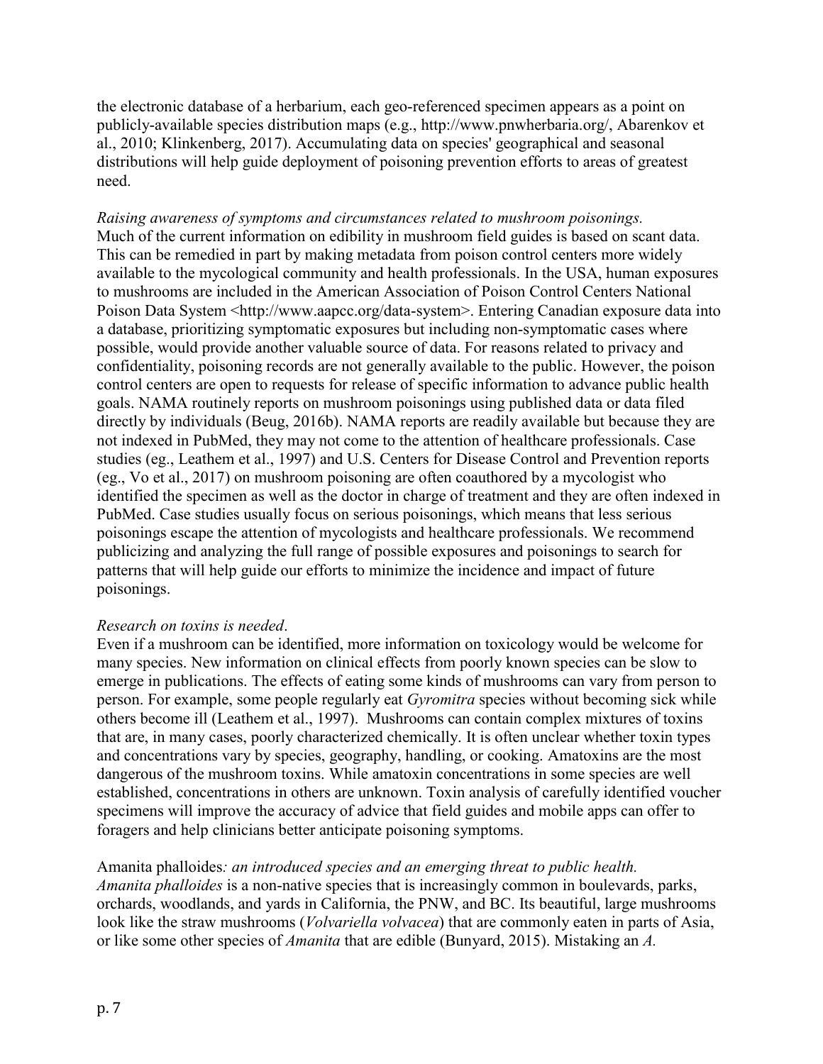the electronic database of a herbarium, each geo-referenced specimen appears as a point on publicly-available species distribution maps (e.g., http://www.pnwherbaria.org/, Abarenkov et al., 2010; Klinkenberg, 2017). Accumulating data on species' geographical and seasonal distributions will help guide deployment of poisoning prevention efforts to areas of greatest need.

*Raising awareness of symptoms and circumstances related to mushroom poisonings.*
Much of the current information on edibility in mushroom field guides is based on scant data. This can be remedied in part by making metadata from poison control centers more widely available to the mycological community and health professionals. In the USA, human exposures to mushrooms are included in the American Association of Poison Control Centers National Poison Data System <http://www.aapcc.org/data-system>. Entering Canadian exposure data into a database, prioritizing symptomatic exposures but including non-symptomatic cases where possible, would provide another valuable source of data. For reasons related to privacy and confidentiality, poisoning records are not generally available to the public. However, the poison control centers are open to requests for release of specific information to advance public health goals. NAMA routinely reports on mushroom poisonings using published data or data filed directly by individuals (Beug, 2016b). NAMA reports are readily available but because they are not indexed in PubMed, they may not come to the attention of healthcare professionals. Case studies (eg., Leathem et al., 1997) and U.S. Centers for Disease Control and Prevention reports (eg., Vo et al., 2017) on mushroom poisoning are often coauthored by a mycologist who identified the specimen as well as the doctor in charge of treatment and they are often indexed in PubMed. Case studies usually focus on serious poisonings, which means that less serious poisonings escape the attention of mycologists and healthcare professionals. We recommend publicizing and analyzing the full range of possible exposures and poisonings to search for patterns that will help guide our efforts to minimize the incidence and impact of future poisonings.

*Research on toxins is needed*.
Even if a mushroom can be identified, more information on toxicology would be welcome for many species. New information on clinical effects from poorly known species can be slow to emerge in publications. The effects of eating some kinds of mushrooms can vary from person to person. For example, some people regularly eat *Gyromitra* species without becoming sick while others become ill (Leathem et al., 1997). Mushrooms can contain complex mixtures of toxins that are, in many cases, poorly characterized chemically. It is often unclear whether toxin types and concentrations vary by species, geography, handling, or cooking. Amatoxins are the most dangerous of the mushroom toxins. While amatoxin concentrations in some species are well established, concentrations in others are unknown. Toxin analysis of carefully identified voucher specimens will improve the accuracy of advice that field guides and mobile apps can offer to foragers and help clinicians better anticipate poisoning symptoms.

Amanita phalloides*: an introduced species and an emerging threat to public health.*
*Amanita phalloides* is a non-native species that is increasingly common in boulevards, parks, orchards, woodlands, and yards in California, the PNW, and BC. Its beautiful, large mushrooms look like the straw mushrooms (*Volvariella volvacea*) that are commonly eaten in parts of Asia, or like some other species of *Amanita* that are edible (Bunyard, 2015). Mistaking an *A.*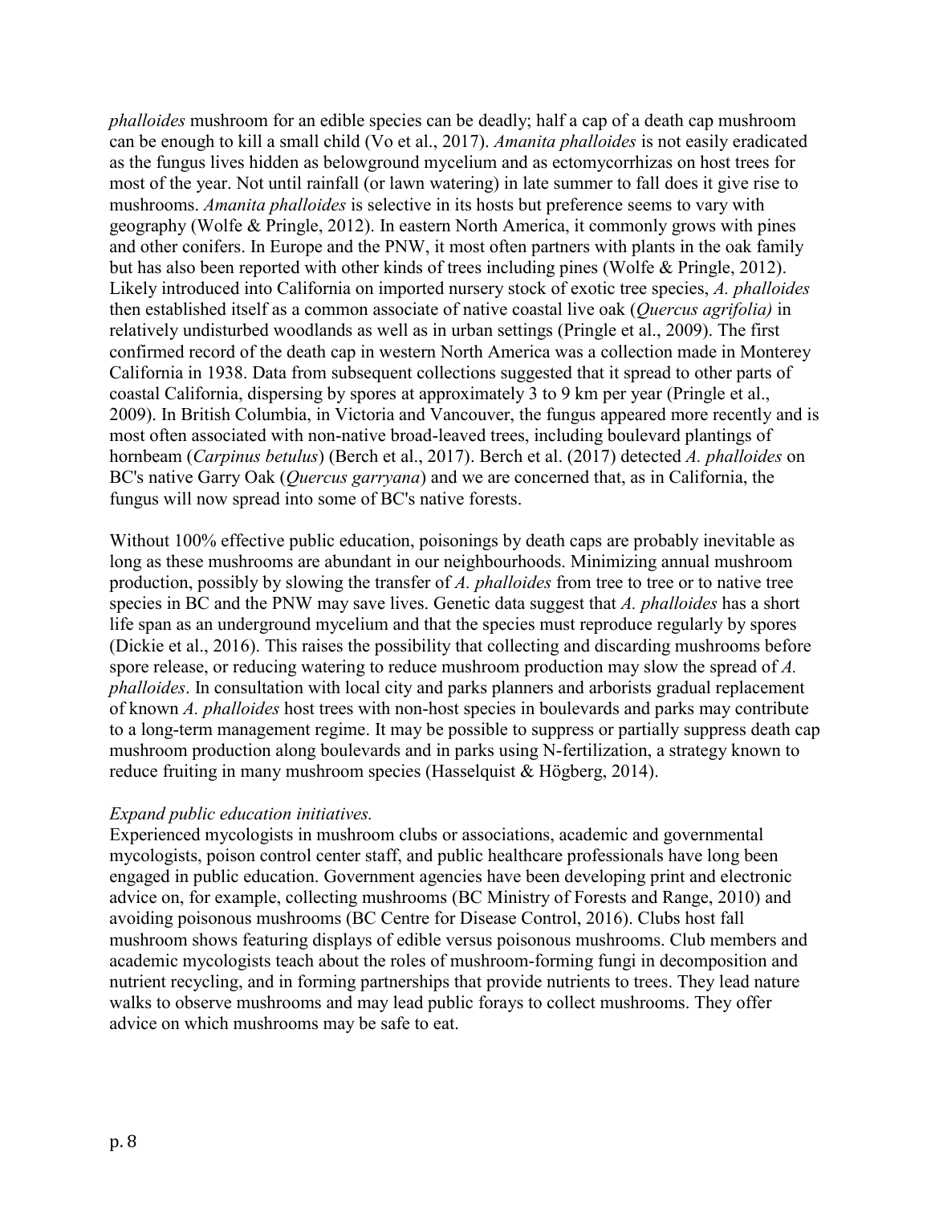*phalloides* mushroom for an edible species can be deadly; half a cap of a death cap mushroom can be enough to kill a small child (Vo et al., 2017). *Amanita phalloides* is not easily eradicated as the fungus lives hidden as belowground mycelium and as ectomycorrhizas on host trees for most of the year. Not until rainfall (or lawn watering) in late summer to fall does it give rise to mushrooms. *Amanita phalloides* is selective in its hosts but preference seems to vary with geography (Wolfe & Pringle, 2012). In eastern North America, it commonly grows with pines and other conifers. In Europe and the PNW, it most often partners with plants in the oak family but has also been reported with other kinds of trees including pines (Wolfe & Pringle, 2012). Likely introduced into California on imported nursery stock of exotic tree species, *A. phalloides* then established itself as a common associate of native coastal live oak (*Quercus agrifolia)* in relatively undisturbed woodlands as well as in urban settings (Pringle et al., 2009). The first confirmed record of the death cap in western North America was a collection made in Monterey California in 1938. Data from subsequent collections suggested that it spread to other parts of coastal California, dispersing by spores at approximately 3 to 9 km per year (Pringle et al., 2009). In British Columbia, in Victoria and Vancouver, the fungus appeared more recently and is most often associated with non-native broad-leaved trees, including boulevard plantings of hornbeam (*Carpinus betulus*) (Berch et al., 2017). Berch et al. (2017) detected *A. phalloides* on BC's native Garry Oak (*Quercus garryana*) and we are concerned that, as in California, the fungus will now spread into some of BC's native forests.

Without 100% effective public education, poisonings by death caps are probably inevitable as long as these mushrooms are abundant in our neighbourhoods. Minimizing annual mushroom production, possibly by slowing the transfer of *A. phalloides* from tree to tree or to native tree species in BC and the PNW may save lives. Genetic data suggest that *A. phalloides* has a short life span as an underground mycelium and that the species must reproduce regularly by spores (Dickie et al., 2016). This raises the possibility that collecting and discarding mushrooms before spore release, or reducing watering to reduce mushroom production may slow the spread of *A. phalloides*. In consultation with local city and parks planners and arborists gradual replacement of known *A. phalloides* host trees with non-host species in boulevards and parks may contribute to a long-term management regime. It may be possible to suppress or partially suppress death cap mushroom production along boulevards and in parks using N-fertilization, a strategy known to reduce fruiting in many mushroom species (Hasselquist & Högberg, 2014).

*Expand public education initiatives.*

Experienced mycologists in mushroom clubs or associations, academic and governmental mycologists, poison control center staff, and public healthcare professionals have long been engaged in public education. Government agencies have been developing print and electronic advice on, for example, collecting mushrooms (BC Ministry of Forests and Range, 2010) and avoiding poisonous mushrooms (BC Centre for Disease Control, 2016). Clubs host fall mushroom shows featuring displays of edible versus poisonous mushrooms. Club members and academic mycologists teach about the roles of mushroom-forming fungi in decomposition and nutrient recycling, and in forming partnerships that provide nutrients to trees. They lead nature walks to observe mushrooms and may lead public forays to collect mushrooms. They offer advice on which mushrooms may be safe to eat.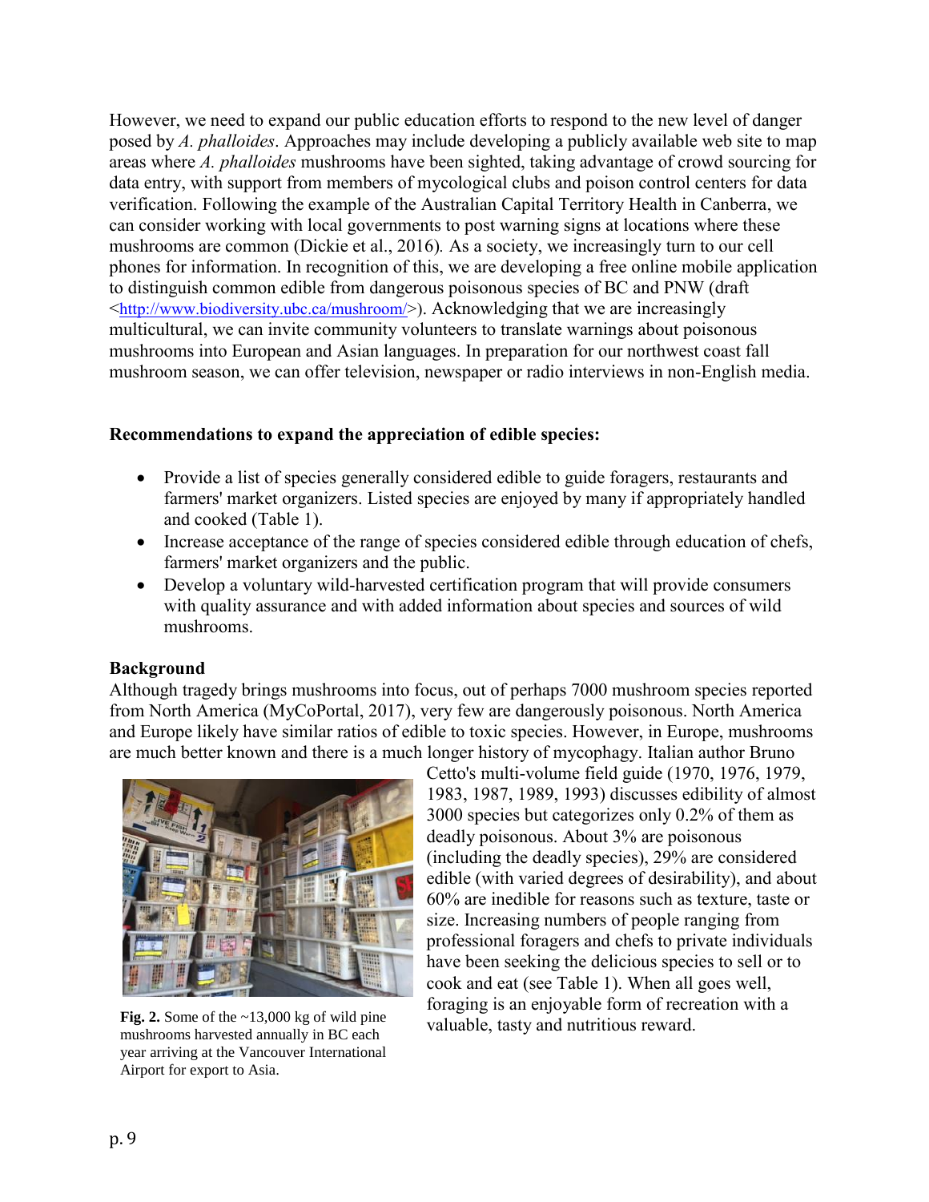However, we need to expand our public education efforts to respond to the new level of danger posed by *A. phalloides*. Approaches may include developing a publicly available web site to map areas where *A. phalloides* mushrooms have been sighted, taking advantage of crowd sourcing for data entry, with support from members of mycological clubs and poison control centers for data verification. Following the example of the Australian Capital Territory Health in Canberra, we can consider working with local governments to post warning signs at locations where these mushrooms are common (Dickie et al., 2016). As a society, we increasingly turn to our cell phones for information. In recognition of this, we are developing a free online mobile application to distinguish common edible from dangerous poisonous species of BC and PNW (draft <http://www.biodiversity.ubc.ca/mushroom/>). Acknowledging that we are increasingly multicultural, we can invite community volunteers to translate warnings about poisonous mushrooms into European and Asian languages. In preparation for our northwest coast fall mushroom season, we can offer television, newspaper or radio interviews in non-English media.

**Recommendations to expand the appreciation of edible species:**

- Provide a list of species generally considered edible to guide foragers, restaurants and farmers' market organizers. Listed species are enjoyed by many if appropriately handled and cooked (Table 1).
- Increase acceptance of the range of species considered edible through education of chefs, farmers' market organizers and the public.
- Develop a voluntary wild-harvested certification program that will provide consumers with quality assurance and with added information about species and sources of wild mushrooms.

**Background**

Although tragedy brings mushrooms into focus, out of perhaps 7000 mushroom species reported from North America (MyCoPortal, 2017), very few are dangerously poisonous. North America and Europe likely have similar ratios of edible to toxic species. However, in Europe, mushrooms are much better known and there is a much longer history of mycophagy. Italian author Bruno Cetto's multi-volume field guide (1970, 1976, 1979, 1983, 1987, 1989, 1993) discusses edibility of almost 3000 species but categorizes only 0.2% of them as deadly poisonous. About 3% are poisonous (including the deadly species), 29% are considered edible (with varied degrees of desirability), and about 60% are inedible for reasons such as texture, taste or size. Increasing numbers of people ranging from professional foragers and chefs to private individuals have been seeking the delicious species to sell or to cook and eat (see Table 1). When all goes well, foraging is an enjoyable form of recreation with a valuable, tasty and nutritious reward.

**Fig. 2.** Some of the ~13,000 kg of wild pine mushrooms harvested annually in BC each year arriving at the Vancouver International Airport for export to Asia.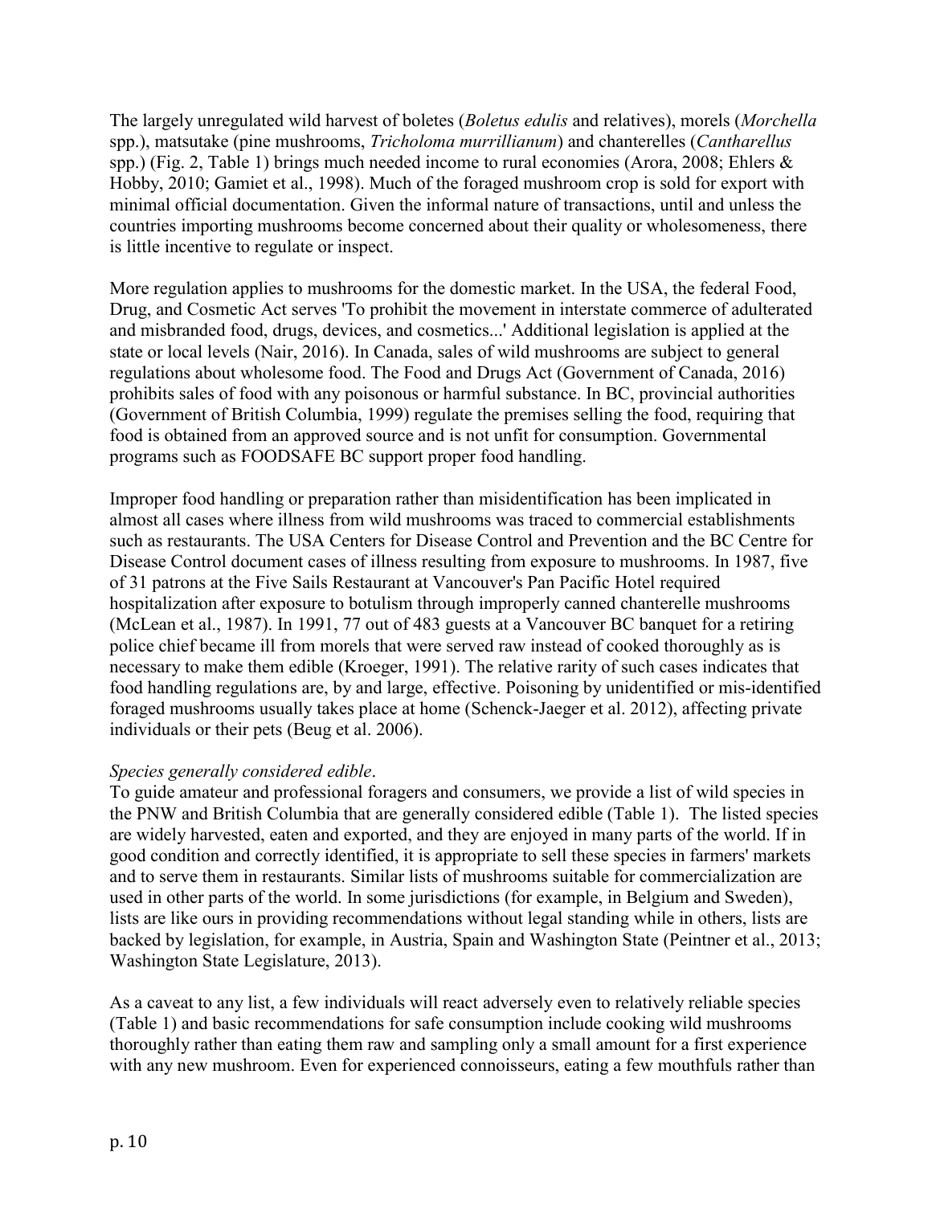The largely unregulated wild harvest of boletes (*Boletus edulis* and relatives), morels (*Morchella* spp.), matsutake (pine mushrooms, *Tricholoma murrillianum*) and chanterelles (*Cantharellus* spp.) (Fig. 2, Table 1) brings much needed income to rural economies (Arora, 2008; Ehlers & Hobby, 2010; Gamiet et al., 1998). Much of the foraged mushroom crop is sold for export with minimal official documentation. Given the informal nature of transactions, until and unless the countries importing mushrooms become concerned about their quality or wholesomeness, there is little incentive to regulate or inspect.

More regulation applies to mushrooms for the domestic market. In the USA, the federal Food, Drug, and Cosmetic Act serves 'To prohibit the movement in interstate commerce of adulterated and misbranded food, drugs, devices, and cosmetics...' Additional legislation is applied at the state or local levels (Nair, 2016). In Canada, sales of wild mushrooms are subject to general regulations about wholesome food. The Food and Drugs Act (Government of Canada, 2016) prohibits sales of food with any poisonous or harmful substance. In BC, provincial authorities (Government of British Columbia, 1999) regulate the premises selling the food, requiring that food is obtained from an approved source and is not unfit for consumption. Governmental programs such as FOODSAFE BC support proper food handling.

Improper food handling or preparation rather than misidentification has been implicated in almost all cases where illness from wild mushrooms was traced to commercial establishments such as restaurants. The USA Centers for Disease Control and Prevention and the BC Centre for Disease Control document cases of illness resulting from exposure to mushrooms. In 1987, five of 31 patrons at the Five Sails Restaurant at Vancouver's Pan Pacific Hotel required hospitalization after exposure to botulism through improperly canned chanterelle mushrooms (McLean et al., 1987). In 1991, 77 out of 483 guests at a Vancouver BC banquet for a retiring police chief became ill from morels that were served raw instead of cooked thoroughly as is necessary to make them edible (Kroeger, 1991). The relative rarity of such cases indicates that food handling regulations are, by and large, effective. Poisoning by unidentified or mis-identified foraged mushrooms usually takes place at home (Schenck-Jaeger et al. 2012), affecting private individuals or their pets (Beug et al. 2006).

*Species generally considered edible*.

To guide amateur and professional foragers and consumers, we provide a list of wild species in the PNW and British Columbia that are generally considered edible (Table 1). The listed species are widely harvested, eaten and exported, and they are enjoyed in many parts of the world. If in good condition and correctly identified, it is appropriate to sell these species in farmers' markets and to serve them in restaurants. Similar lists of mushrooms suitable for commercialization are used in other parts of the world. In some jurisdictions (for example, in Belgium and Sweden), lists are like ours in providing recommendations without legal standing while in others, lists are backed by legislation, for example, in Austria, Spain and Washington State (Peintner et al., 2013; Washington State Legislature, 2013).

As a caveat to any list, a few individuals will react adversely even to relatively reliable species (Table 1) and basic recommendations for safe consumption include cooking wild mushrooms thoroughly rather than eating them raw and sampling only a small amount for a first experience with any new mushroom. Even for experienced connoisseurs, eating a few mouthfuls rather than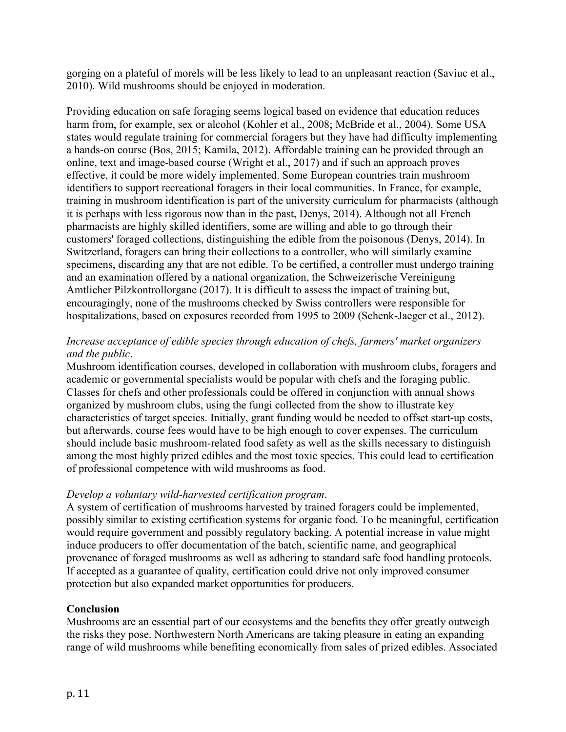gorging on a plateful of morels will be less likely to lead to an unpleasant reaction (Saviuc et al., 2010). Wild mushrooms should be enjoyed in moderation.

Providing education on safe foraging seems logical based on evidence that education reduces harm from, for example, sex or alcohol (Kohler et al., 2008; McBride et al., 2004). Some USA states would regulate training for commercial foragers but they have had difficulty implementing a hands-on course (Bos, 2015; Kamila, 2012). Affordable training can be provided through an online, text and image-based course (Wright et al., 2017) and if such an approach proves effective, it could be more widely implemented. Some European countries train mushroom identifiers to support recreational foragers in their local communities. In France, for example, training in mushroom identification is part of the university curriculum for pharmacists (although it is perhaps with less rigorous now than in the past, Denys, 2014). Although not all French pharmacists are highly skilled identifiers, some are willing and able to go through their customers' foraged collections, distinguishing the edible from the poisonous (Denys, 2014). In Switzerland, foragers can bring their collections to a controller, who will similarly examine specimens, discarding any that are not edible. To be certified, a controller must undergo training and an examination offered by a national organization, the Schweizerische Vereinigung Amtlicher Pilzkontrollorgane (2017). It is difficult to assess the impact of training but, encouragingly, none of the mushrooms checked by Swiss controllers were responsible for hospitalizations, based on exposures recorded from 1995 to 2009 (Schenk-Jaeger et al., 2012).

*Increase acceptance of edible species through education of chefs, farmers' market organizers and the public*.

Mushroom identification courses, developed in collaboration with mushroom clubs, foragers and academic or governmental specialists would be popular with chefs and the foraging public. Classes for chefs and other professionals could be offered in conjunction with annual shows organized by mushroom clubs, using the fungi collected from the show to illustrate key characteristics of target species. Initially, grant funding would be needed to offset start-up costs, but afterwards, course fees would have to be high enough to cover expenses. The curriculum should include basic mushroom-related food safety as well as the skills necessary to distinguish among the most highly prized edibles and the most toxic species. This could lead to certification of professional competence with wild mushrooms as food.

*Develop a voluntary wild-harvested certification program*.

A system of certification of mushrooms harvested by trained foragers could be implemented, possibly similar to existing certification systems for organic food. To be meaningful, certification would require government and possibly regulatory backing. A potential increase in value might induce producers to offer documentation of the batch, scientific name, and geographical provenance of foraged mushrooms as well as adhering to standard safe food handling protocols. If accepted as a guarantee of quality, certification could drive not only improved consumer protection but also expanded market opportunities for producers.

## Conclusion

Mushrooms are an essential part of our ecosystems and the benefits they offer greatly outweigh the risks they pose. Northwestern North Americans are taking pleasure in eating an expanding range of wild mushrooms while benefiting economically from sales of prized edibles. Associated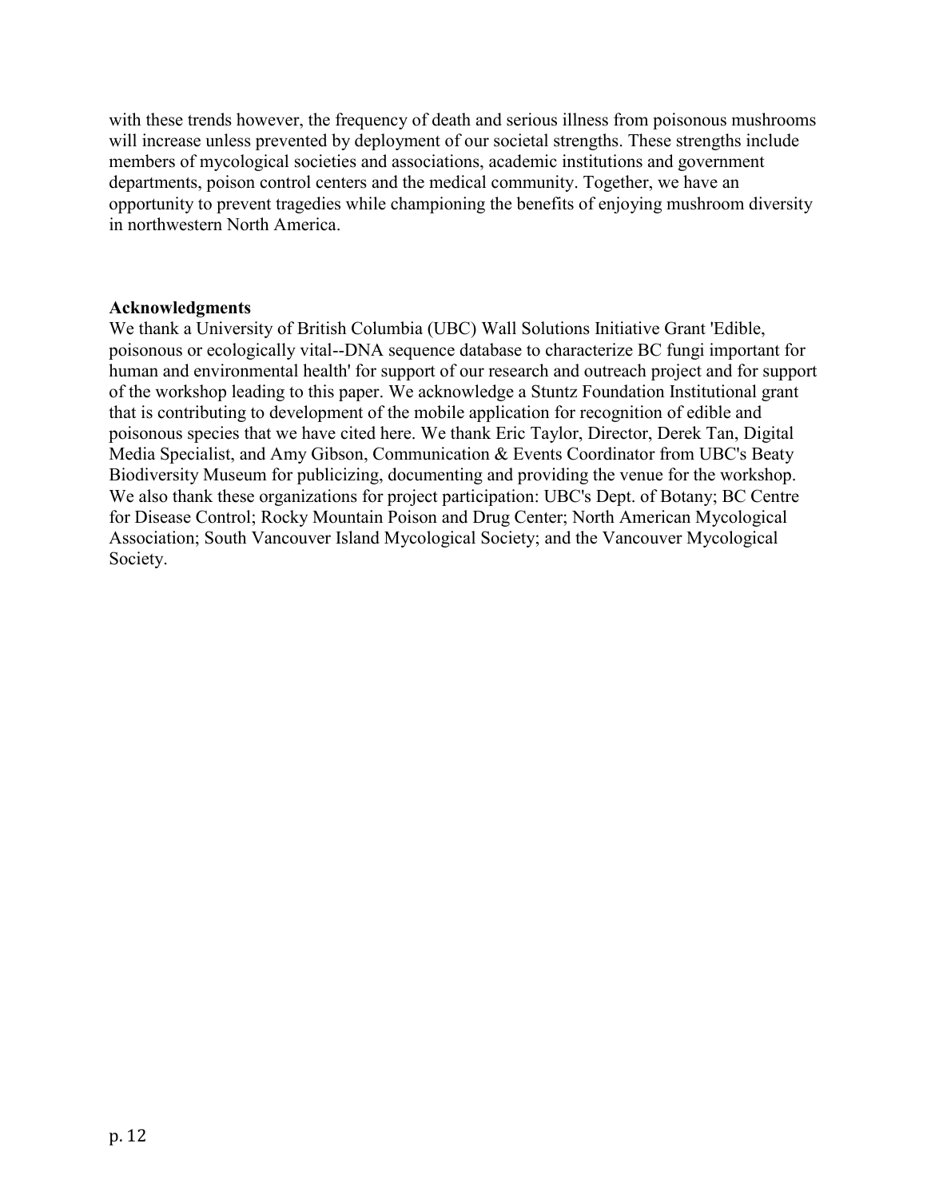with these trends however, the frequency of death and serious illness from poisonous mushrooms will increase unless prevented by deployment of our societal strengths. These strengths include members of mycological societies and associations, academic institutions and government departments, poison control centers and the medical community. Together, we have an opportunity to prevent tragedies while championing the benefits of enjoying mushroom diversity in northwestern North America.

## Acknowledgments

We thank a University of British Columbia (UBC) Wall Solutions Initiative Grant 'Edible, poisonous or ecologically vital--DNA sequence database to characterize BC fungi important for human and environmental health' for support of our research and outreach project and for support of the workshop leading to this paper. We acknowledge a Stuntz Foundation Institutional grant that is contributing to development of the mobile application for recognition of edible and poisonous species that we have cited here. We thank Eric Taylor, Director, Derek Tan, Digital Media Specialist, and Amy Gibson, Communication & Events Coordinator from UBC's Beaty Biodiversity Museum for publicizing, documenting and providing the venue for the workshop. We also thank these organizations for project participation: UBC's Dept. of Botany; BC Centre for Disease Control; Rocky Mountain Poison and Drug Center; North American Mycological Association; South Vancouver Island Mycological Society; and the Vancouver Mycological Society.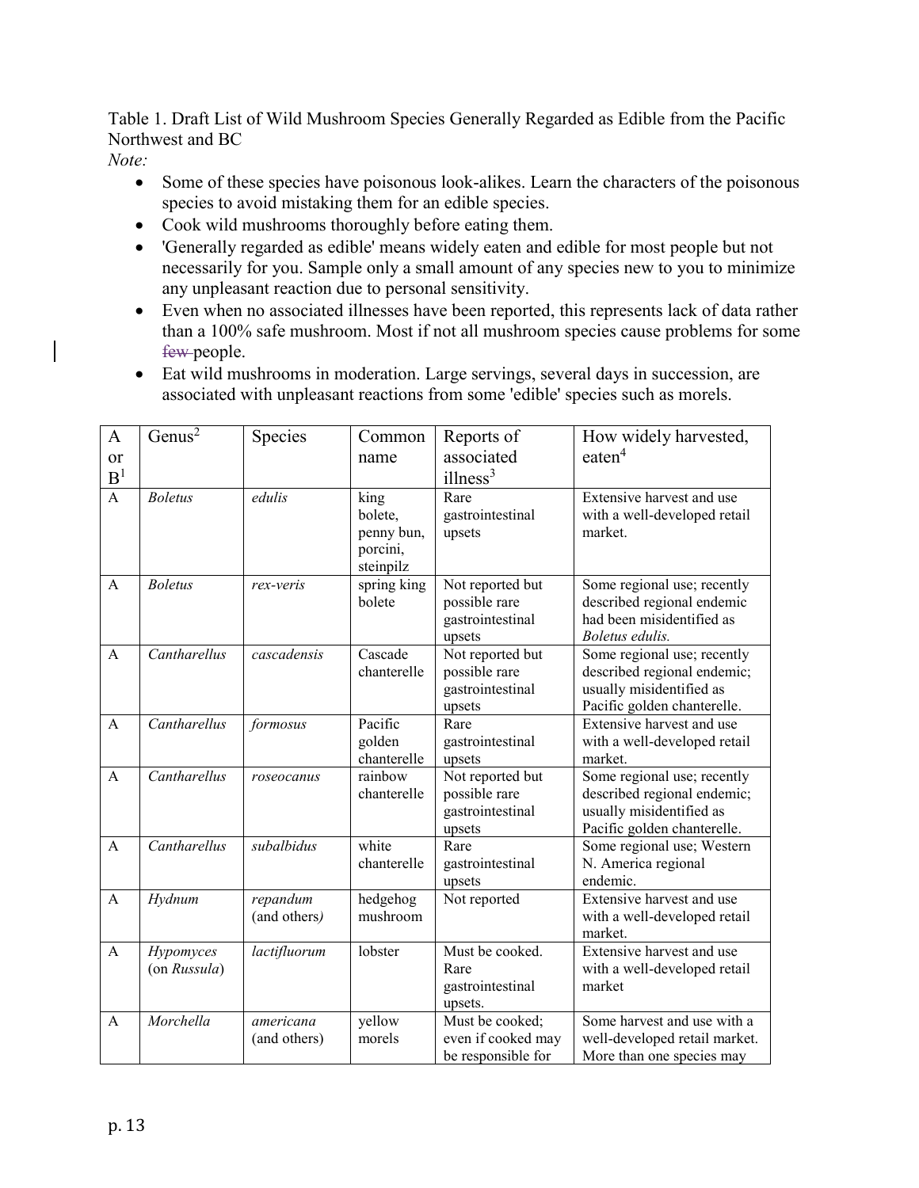Table 1. Draft List of Wild Mushroom Species Generally Regarded as Edible from the Pacific Northwest and BC

*Note:*

- Some of these species have poisonous look-alikes. Learn the characters of the poisonous species to avoid mistaking them for an edible species.
- Cook wild mushrooms thoroughly before eating them.
- 'Generally regarded as edible' means widely eaten and edible for most people but not necessarily for you. Sample only a small amount of any species new to you to minimize any unpleasant reaction due to personal sensitivity.
- Even when no associated illnesses have been reported, this represents lack of data rather than a 100% safe mushroom. Most if not all mushroom species cause problems for some ~~few~~ people.
- Eat wild mushrooms in moderation. Large servings, several days in succession, are associated with unpleasant reactions from some 'edible' species such as morels.

| A or B[1] | Genus[2] | Species | Common name | Reports of associated illness[3] | How widely harvested, eaten[4] |
|---|---|---|---|---|---|
| A | *Boletus* | *edulis* | king bolete, penny bun, porcini, steinpilz | Rare gastrointestinal upsets | Extensive harvest and use with a well-developed retail market. |
| A | *Boletus* | *rex-veris* | spring king bolete | Not reported but possible rare gastrointestinal upsets | Some regional use; recently described regional endemic had been misidentified as *Boletus edulis.* |
| A | *Cantharellus* | *cascadensis* | Cascade chanterelle | Not reported but possible rare gastrointestinal upsets | Some regional use; recently described regional endemic; usually misidentified as Pacific golden chanterelle. |
| A | *Cantharellus* | *formosus* | Pacific golden chanterelle | Rare gastrointestinal upsets | Extensive harvest and use with a well-developed retail market. |
| A | *Cantharellus* | *roseocanus* | rainbow chanterelle | Not reported but possible rare gastrointestinal upsets | Some regional use; recently described regional endemic; usually misidentified as Pacific golden chanterelle. |
| A | *Cantharellus* | *subalbidus* | white chanterelle | Rare gastrointestinal upsets | Some regional use; Western N. America regional endemic. |
| A | *Hydnum* | *repandum* (and others) | hedgehog mushroom | Not reported | Extensive harvest and use with a well-developed retail market. |
| A | *Hypomyces* (on *Russula*) | *lactifluorum* | lobster | Must be cooked. Rare gastrointestinal upsets. | Extensive harvest and use with a well-developed retail market |
| A | *Morchella* | *americana* (and others) | yellow morels | Must be cooked; even if cooked may be responsible for | Some harvest and use with a well-developed retail market. More than one species may |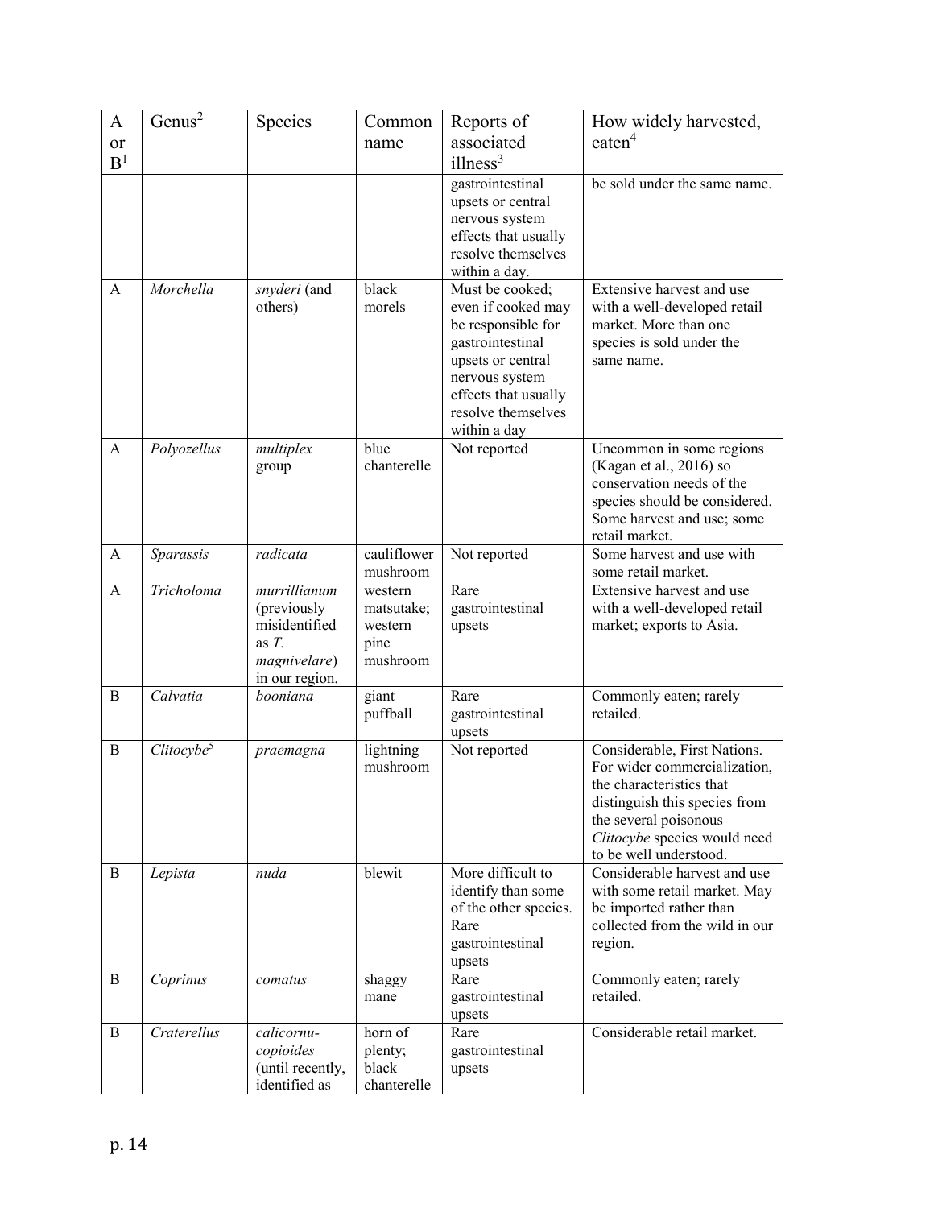| A or B[1] | Genus[2] | Species | Common name | Reports of associated illness[3] | How widely harvested, eaten[4] |
|---|---|---|---|---|---|
| | | | | gastrointestinal upsets or central nervous system effects that usually resolve themselves within a day. | be sold under the same name. |
| A | *Morchella* | *snyderi* (and others) | black morels | Must be cooked; even if cooked may be responsible for gastrointestinal upsets or central nervous system effects that usually resolve themselves within a day | Extensive harvest and use with a well-developed retail market. More than one species is sold under the same name. |
| A | *Polyozellus* | *multiplex* group | blue chanterelle | Not reported | Uncommon in some regions (Kagan et al., 2016) so conservation needs of the species should be considered. Some harvest and use; some retail market. |
| A | *Sparassis* | *radicata* | cauliflower mushroom | Not reported | Some harvest and use with some retail market. |
| A | *Tricholoma* | *murrillianum* (previously misidentified as *T. magnivelare*) in our region. | western matsutake; western pine mushroom | Rare gastrointestinal upsets | Extensive harvest and use with a well-developed retail market; exports to Asia. |
| B | *Calvatia* | *booniana* | giant puffball | Rare gastrointestinal upsets | Commonly eaten; rarely retailed. |
| B | *Clitocybe*[5] | *praemagna* | lightning mushroom | Not reported | Considerable, First Nations. For wider commercialization, the characteristics that distinguish this species from the several poisonous *Clitocybe* species would need to be well understood. |
| B | *Lepista* | *nuda* | blewit | More difficult to identify than some of the other species. Rare gastrointestinal upsets | Considerable harvest and use with some retail market. May be imported rather than collected from the wild in our region. |
| B | *Coprinus* | *comatus* | shaggy mane | Rare gastrointestinal upsets | Commonly eaten; rarely retailed. |
| B | *Craterellus* | *calicornu-copioides* (until recently, identified as | horn of plenty; black chanterelle | Rare gastrointestinal upsets | Considerable retail market. |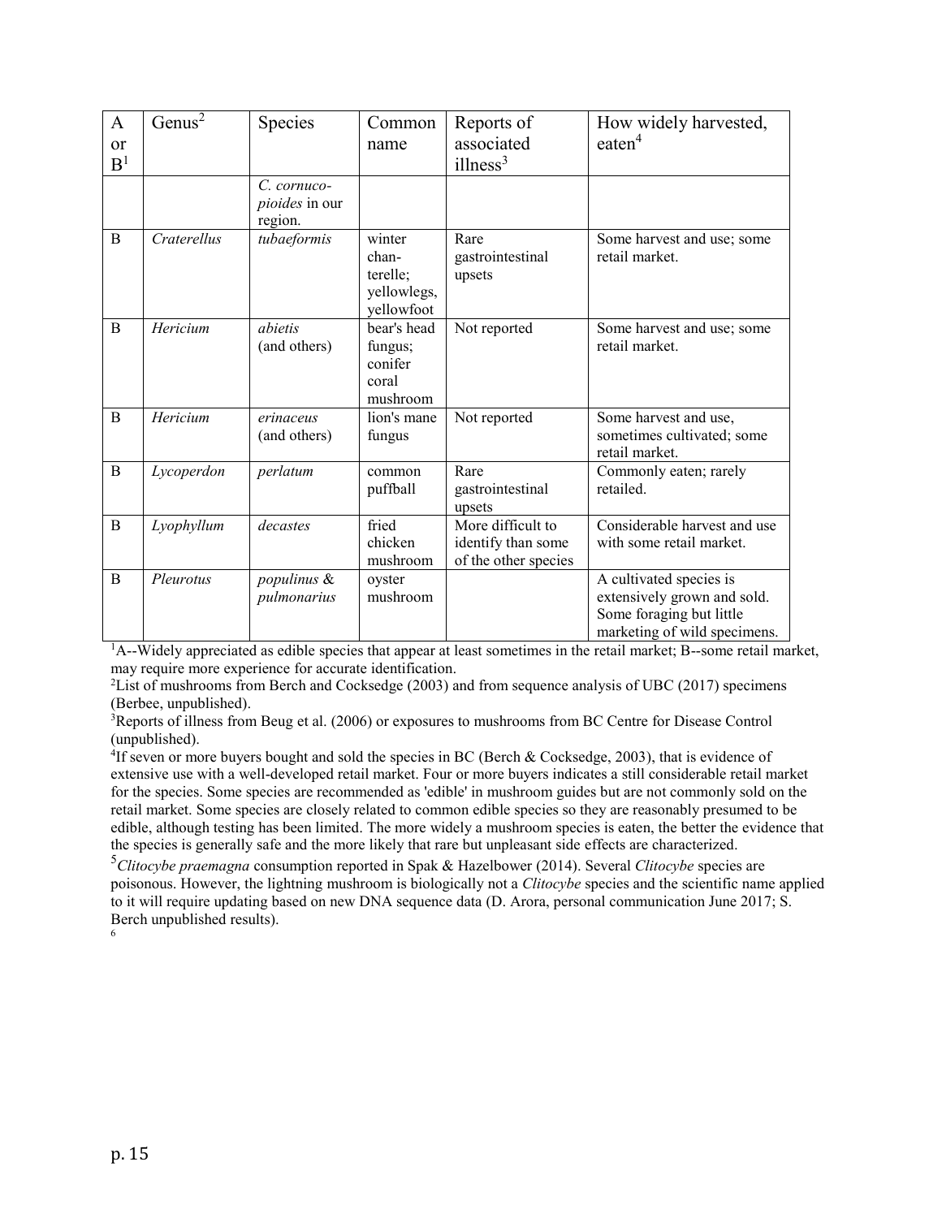| A or B[1] | Genus[2] | Species | Common name | Reports of associated illness[3] | How widely harvested, eaten[4] |
|---|---|---|---|---|---|
| | | *C. cornucopioides* in our region. | | | |
| B | *Craterellus* | *tubaeformis* | winter chanterelle; yellowlegs, yellowfoot | Rare gastrointestinal upsets | Some harvest and use; some retail market. |
| B | *Hericium* | *abietis* (and others) | bear's head fungus; conifer coral mushroom | Not reported | Some harvest and use; some retail market. |
| B | *Hericium* | *erinaceus* (and others) | lion's mane fungus | Not reported | Some harvest and use, sometimes cultivated; some retail market. |
| B | *Lycoperdon* | *perlatum* | common puffball | Rare gastrointestinal upsets | Commonly eaten; rarely retailed. |
| B | *Lyophyllum* | *decastes* | fried chicken mushroom | More difficult to identify than some of the other species | Considerable harvest and use with some retail market. |
| B | *Pleurotus* | *populinus* & *pulmonarius* | oyster mushroom | | A cultivated species is extensively grown and sold. Some foraging but little marketing of wild specimens. |

[1]A--Widely appreciated as edible species that appear at least sometimes in the retail market; B--some retail market, may require more experience for accurate identification.

[2]List of mushrooms from Berch and Cocksedge (2003) and from sequence analysis of UBC (2017) specimens (Berbee, unpublished).

[3]Reports of illness from Beug et al. (2006) or exposures to mushrooms from BC Centre for Disease Control (unpublished).

[4]If seven or more buyers bought and sold the species in BC (Berch & Cocksedge, 2003), that is evidence of extensive use with a well-developed retail market. Four or more buyers indicates a still considerable retail market for the species. Some species are recommended as 'edible' in mushroom guides but are not commonly sold on the retail market. Some species are closely related to common edible species so they are reasonably presumed to be edible, although testing has been limited. The more widely a mushroom species is eaten, the better the evidence that the species is generally safe and the more likely that rare but unpleasant side effects are characterized.

[5]*Clitocybe praemagna* consumption reported in Spak & Hazelbower (2014). Several *Clitocybe* species are poisonous. However, the lightning mushroom is biologically not a *Clitocybe* species and the scientific name applied to it will require updating based on new DNA sequence data (D. Arora, personal communication June 2017; S. Berch unpublished results).

[6]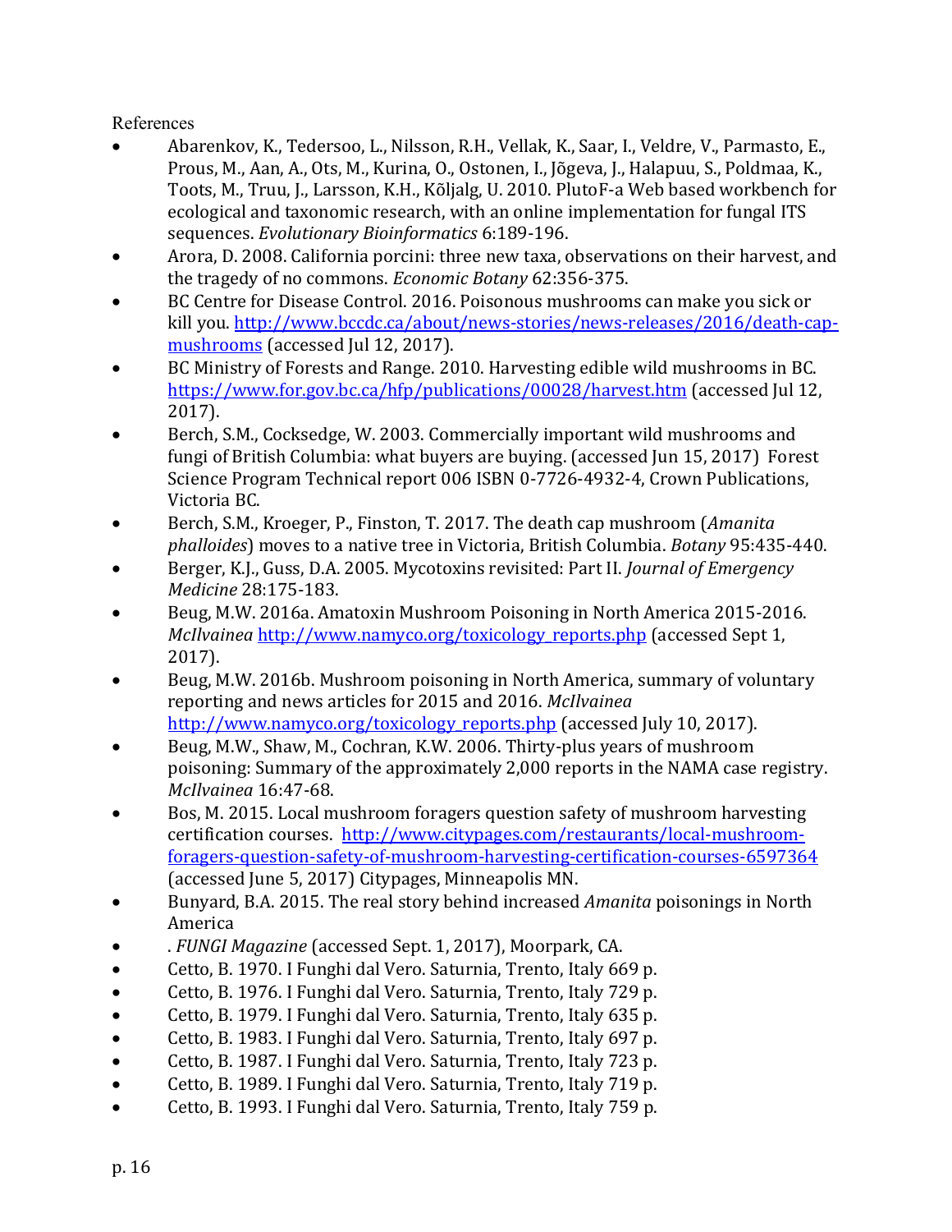References

- Abarenkov, K., Tedersoo, L., Nilsson, R.H., Vellak, K., Saar, I., Veldre, V., Parmasto, E., Prous, M., Aan, A., Ots, M., Kurina, O., Ostonen, I., Jõgeva, J., Halapuu, S., Poldmaa, K., Toots, M., Truu, J., Larsson, K.H., Kõljalg, U. 2010. PlutoF-a Web based workbench for ecological and taxonomic research, with an online implementation for fungal ITS sequences. *Evolutionary Bioinformatics* 6:189-196.
- Arora, D. 2008. California porcini: three new taxa, observations on their harvest, and the tragedy of no commons. *Economic Botany* 62:356-375.
- BC Centre for Disease Control. 2016. Poisonous mushrooms can make you sick or kill you. [http://www.bccdc.ca/about/news-stories/news-releases/2016/death-cap-mushrooms](http://www.bccdc.ca/about/news-stories/news-releases/2016/death-cap-mushrooms) (accessed Jul 12, 2017).
- BC Ministry of Forests and Range. 2010. Harvesting edible wild mushrooms in BC. [https://www.for.gov.bc.ca/hfp/publications/00028/harvest.htm](https://www.for.gov.bc.ca/hfp/publications/00028/harvest.htm) (accessed Jul 12, 2017).
- Berch, S.M., Cocksedge, W. 2003. Commercially important wild mushrooms and fungi of British Columbia: what buyers are buying. (accessed Jun 15, 2017) Forest Science Program Technical report 006 ISBN 0-7726-4932-4, Crown Publications, Victoria BC.
- Berch, S.M., Kroeger, P., Finston, T. 2017. The death cap mushroom (*Amanita phalloides*) moves to a native tree in Victoria, British Columbia. *Botany* 95:435-440.
- Berger, K.J., Guss, D.A. 2005. Mycotoxins revisited: Part II. *Journal of Emergency Medicine* 28:175-183.
- Beug, M.W. 2016a. Amatoxin Mushroom Poisoning in North America 2015-2016. *McIlvainea* [http://www.namyco.org/toxicology_reports.php](http://www.namyco.org/toxicology_reports.php) (accessed Sept 1, 2017).
- Beug, M.W. 2016b. Mushroom poisoning in North America, summary of voluntary reporting and news articles for 2015 and 2016. *McIlvainea* [http://www.namyco.org/toxicology_reports.php](http://www.namyco.org/toxicology_reports.php) (accessed July 10, 2017).
- Beug, M.W., Shaw, M., Cochran, K.W. 2006. Thirty-plus years of mushroom poisoning: Summary of the approximately 2,000 reports in the NAMA case registry. *McIlvainea* 16:47-68.
- Bos, M. 2015. Local mushroom foragers question safety of mushroom harvesting certification courses. [http://www.citypages.com/restaurants/local-mushroom-foragers-question-safety-of-mushroom-harvesting-certification-courses-6597364](http://www.citypages.com/restaurants/local-mushroom-foragers-question-safety-of-mushroom-harvesting-certification-courses-6597364) (accessed June 5, 2017) Citypages, Minneapolis MN.
- Bunyard, B.A. 2015. The real story behind increased *Amanita* poisonings in North America
- . *FUNGI Magazine* (accessed Sept. 1, 2017), Moorpark, CA.
- Cetto, B. 1970. I Funghi dal Vero. Saturnia, Trento, Italy 669 p.
- Cetto, B. 1976. I Funghi dal Vero. Saturnia, Trento, Italy 729 p.
- Cetto, B. 1979. I Funghi dal Vero. Saturnia, Trento, Italy 635 p.
- Cetto, B. 1983. I Funghi dal Vero. Saturnia, Trento, Italy 697 p.
- Cetto, B. 1987. I Funghi dal Vero. Saturnia, Trento, Italy 723 p.
- Cetto, B. 1989. I Funghi dal Vero. Saturnia, Trento, Italy 719 p.
- Cetto, B. 1993. I Funghi dal Vero. Saturnia, Trento, Italy 759 p.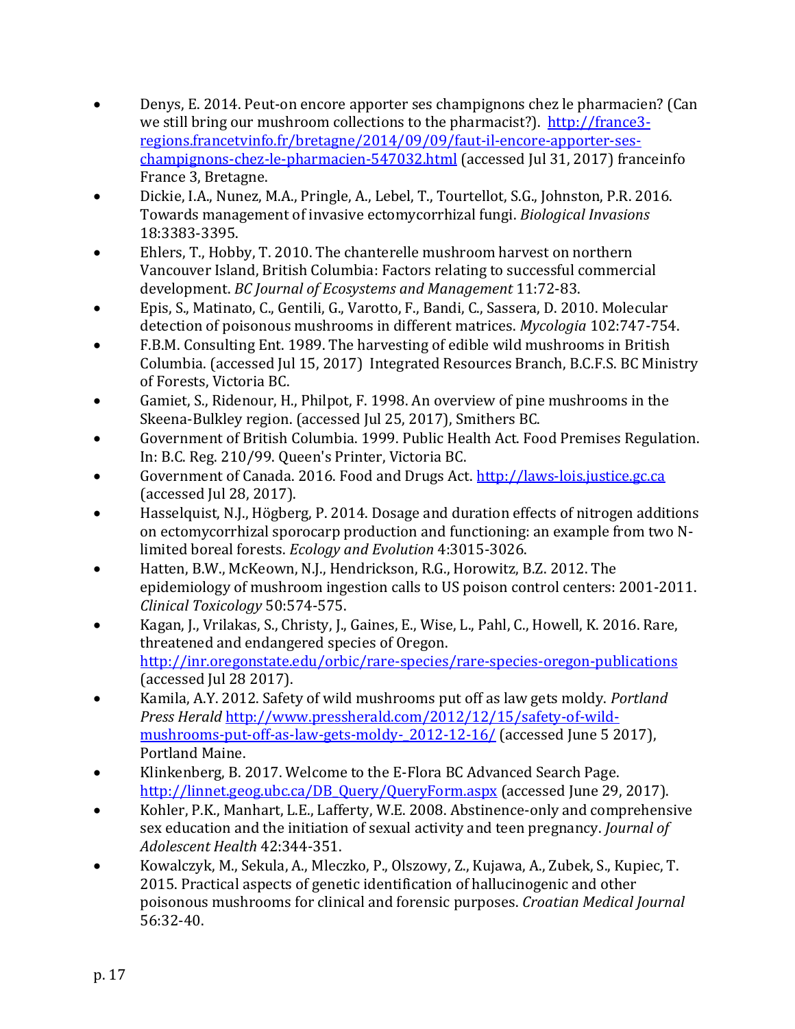- Denys, E. 2014. Peut-on encore apporter ses champignons chez le pharmacien? (Can we still bring our mushroom collections to the pharmacist?). http://france3-regions.francetvinfo.fr/bretagne/2014/09/09/faut-il-encore-apporter-ses-champignons-chez-le-pharmacien-547032.html (accessed Jul 31, 2017) franceinfo France 3, Bretagne.
- Dickie, I.A., Nunez, M.A., Pringle, A., Lebel, T., Tourtellot, S.G., Johnston, P.R. 2016. Towards management of invasive ectomycorrhizal fungi. *Biological Invasions* 18:3383-3395.
- Ehlers, T., Hobby, T. 2010. The chanterelle mushroom harvest on northern Vancouver Island, British Columbia: Factors relating to successful commercial development. *BC Journal of Ecosystems and Management* 11:72-83.
- Epis, S., Matinato, C., Gentili, G., Varotto, F., Bandi, C., Sassera, D. 2010. Molecular detection of poisonous mushrooms in different matrices. *Mycologia* 102:747-754.
- F.B.M. Consulting Ent. 1989. The harvesting of edible wild mushrooms in British Columbia. (accessed Jul 15, 2017) Integrated Resources Branch, B.C.F.S. BC Ministry of Forests, Victoria BC.
- Gamiet, S., Ridenour, H., Philpot, F. 1998. An overview of pine mushrooms in the Skeena-Bulkley region. (accessed Jul 25, 2017), Smithers BC.
- Government of British Columbia. 1999. Public Health Act. Food Premises Regulation. In: B.C. Reg. 210/99. Queen's Printer, Victoria BC.
- Government of Canada. 2016. Food and Drugs Act. http://laws-lois.justice.gc.ca (accessed Jul 28, 2017).
- Hasselquist, N.J., Högberg, P. 2014. Dosage and duration effects of nitrogen additions on ectomycorrhizal sporocarp production and functioning: an example from two N-limited boreal forests. *Ecology and Evolution* 4:3015-3026.
- Hatten, B.W., McKeown, N.J., Hendrickson, R.G., Horowitz, B.Z. 2012. The epidemiology of mushroom ingestion calls to US poison control centers: 2001-2011. *Clinical Toxicology* 50:574-575.
- Kagan, J., Vrilakas, S., Christy, J., Gaines, E., Wise, L., Pahl, C., Howell, K. 2016. Rare, threatened and endangered species of Oregon. http://inr.oregonstate.edu/orbic/rare-species/rare-species-oregon-publications (accessed Jul 28 2017).
- Kamila, A.Y. 2012. Safety of wild mushrooms put off as law gets moldy. *Portland Press Herald* http://www.pressherald.com/2012/12/15/safety-of-wild-mushrooms-put-off-as-law-gets-moldy-_2012-12-16/ (accessed June 5 2017), Portland Maine.
- Klinkenberg, B. 2017. Welcome to the E-Flora BC Advanced Search Page. http://linnet.geog.ubc.ca/DB_Query/QueryForm.aspx (accessed June 29, 2017).
- Kohler, P.K., Manhart, L.E., Lafferty, W.E. 2008. Abstinence-only and comprehensive sex education and the initiation of sexual activity and teen pregnancy. *Journal of Adolescent Health* 42:344-351.
- Kowalczyk, M., Sekula, A., Mleczko, P., Olszowy, Z., Kujawa, A., Zubek, S., Kupiec, T. 2015. Practical aspects of genetic identification of hallucinogenic and other poisonous mushrooms for clinical and forensic purposes. *Croatian Medical Journal* 56:32-40.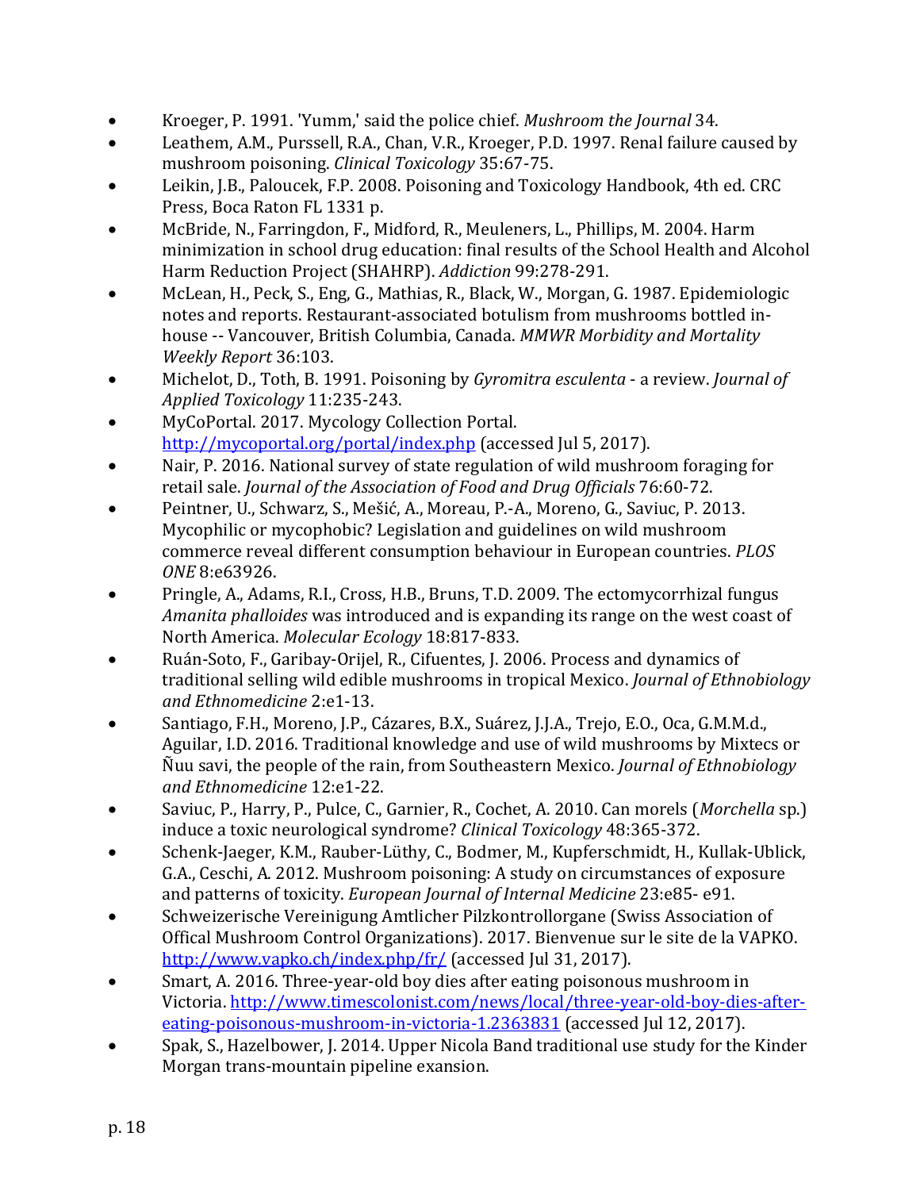- Kroeger, P. 1991. 'Yumm,' said the police chief. *Mushroom the Journal* 34.
- Leathem, A.M., Purssell, R.A., Chan, V.R., Kroeger, P.D. 1997. Renal failure caused by mushroom poisoning. *Clinical Toxicology* 35:67-75.
- Leikin, J.B., Paloucek, F.P. 2008. Poisoning and Toxicology Handbook, 4th ed. CRC Press, Boca Raton FL 1331 p.
- McBride, N., Farringdon, F., Midford, R., Meuleners, L., Phillips, M. 2004. Harm minimization in school drug education: final results of the School Health and Alcohol Harm Reduction Project (SHAHRP). *Addiction* 99:278-291.
- McLean, H., Peck, S., Eng, G., Mathias, R., Black, W., Morgan, G. 1987. Epidemiologic notes and reports. Restaurant-associated botulism from mushrooms bottled in-house -- Vancouver, British Columbia, Canada. *MMWR Morbidity and Mortality Weekly Report* 36:103.
- Michelot, D., Toth, B. 1991. Poisoning by *Gyromitra esculenta* - a review. *Journal of Applied Toxicology* 11:235-243.
- MyCoPortal. 2017. Mycology Collection Portal. [http://mycoportal.org/portal/index.php](http://mycoportal.org/portal/index.php) (accessed Jul 5, 2017).
- Nair, P. 2016. National survey of state regulation of wild mushroom foraging for retail sale. *Journal of the Association of Food and Drug Officials* 76:60-72.
- Peintner, U., Schwarz, S., Mešić, A., Moreau, P.-A., Moreno, G., Saviuc, P. 2013. Mycophilic or mycophobic? Legislation and guidelines on wild mushroom commerce reveal different consumption behaviour in European countries. *PLOS ONE* 8:e63926.
- Pringle, A., Adams, R.I., Cross, H.B., Bruns, T.D. 2009. The ectomycorrhizal fungus *Amanita phalloides* was introduced and is expanding its range on the west coast of North America. *Molecular Ecology* 18:817-833.
- Ruán-Soto, F., Garibay-Orijel, R., Cifuentes, J. 2006. Process and dynamics of traditional selling wild edible mushrooms in tropical Mexico. *Journal of Ethnobiology and Ethnomedicine* 2:e1-13.
- Santiago, F.H., Moreno, J.P., Cázares, B.X., Suárez, J.J.A., Trejo, E.O., Oca, G.M.M.d., Aguilar, I.D. 2016. Traditional knowledge and use of wild mushrooms by Mixtecs or Ñuu savi, the people of the rain, from Southeastern Mexico. *Journal of Ethnobiology and Ethnomedicine* 12:e1-22.
- Saviuc, P., Harry, P., Pulce, C., Garnier, R., Cochet, A. 2010. Can morels (*Morchella* sp.) induce a toxic neurological syndrome? *Clinical Toxicology* 48:365-372.
- Schenk-Jaeger, K.M., Rauber-Lüthy, C., Bodmer, M., Kupferschmidt, H., Kullak-Ublick, G.A., Ceschi, A. 2012. Mushroom poisoning: A study on circumstances of exposure and patterns of toxicity. *European Journal of Internal Medicine* 23:e85- e91.
- Schweizerische Vereinigung Amtlicher Pilzkontrollorgane (Swiss Association of Offical Mushroom Control Organizations). 2017. Bienvenue sur le site de la VAPKO. [http://www.vapko.ch/index.php/fr/](http://www.vapko.ch/index.php/fr/) (accessed Jul 31, 2017).
- Smart, A. 2016. Three-year-old boy dies after eating poisonous mushroom in Victoria. [http://www.timescolonist.com/news/local/three-year-old-boy-dies-after-eating-poisonous-mushroom-in-victoria-1.2363831](http://www.timescolonist.com/news/local/three-year-old-boy-dies-after-eating-poisonous-mushroom-in-victoria-1.2363831) (accessed Jul 12, 2017).
- Spak, S., Hazelbower, J. 2014. Upper Nicola Band traditional use study for the Kinder Morgan trans-mountain pipeline exansion.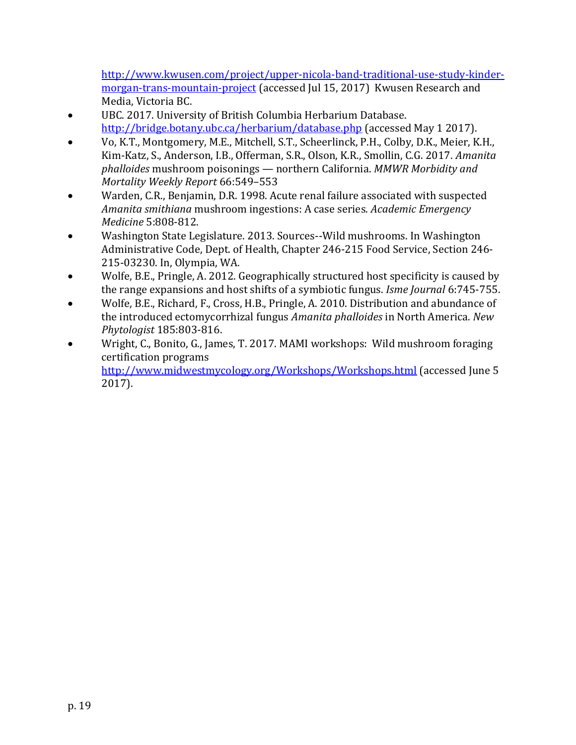http://www.kwusen.com/project/upper-nicola-band-traditional-use-study-kinder-morgan-trans-mountain-project (accessed Jul 15, 2017) Kwusen Research and Media, Victoria BC.

- UBC. 2017. University of British Columbia Herbarium Database. http://bridge.botany.ubc.ca/herbarium/database.php (accessed May 1 2017).
- Vo, K.T., Montgomery, M.E., Mitchell, S.T., Scheerlinck, P.H., Colby, D.K., Meier, K.H., Kim-Katz, S., Anderson, I.B., Offerman, S.R., Olson, K.R., Smollin, C.G. 2017. *Amanita phalloides* mushroom poisonings — northern California. *MMWR Morbidity and Mortality Weekly Report* 66:549–553
- Warden, C.R., Benjamin, D.R. 1998. Acute renal failure associated with suspected *Amanita smithiana* mushroom ingestions: A case series. *Academic Emergency Medicine* 5:808-812.
- Washington State Legislature. 2013. Sources--Wild mushrooms. In Washington Administrative Code, Dept. of Health, Chapter 246-215 Food Service, Section 246-215-03230. In, Olympia, WA.
- Wolfe, B.E., Pringle, A. 2012. Geographically structured host specificity is caused by the range expansions and host shifts of a symbiotic fungus. *Isme Journal* 6:745-755.
- Wolfe, B.E., Richard, F., Cross, H.B., Pringle, A. 2010. Distribution and abundance of the introduced ectomycorrhizal fungus *Amanita phalloides* in North America. *New Phytologist* 185:803-816.
- Wright, C., Bonito, G., James, T. 2017. MAMI workshops: Wild mushroom foraging certification programs http://www.midwestmycology.org/Workshops/Workshops.html (accessed June 5 2017).